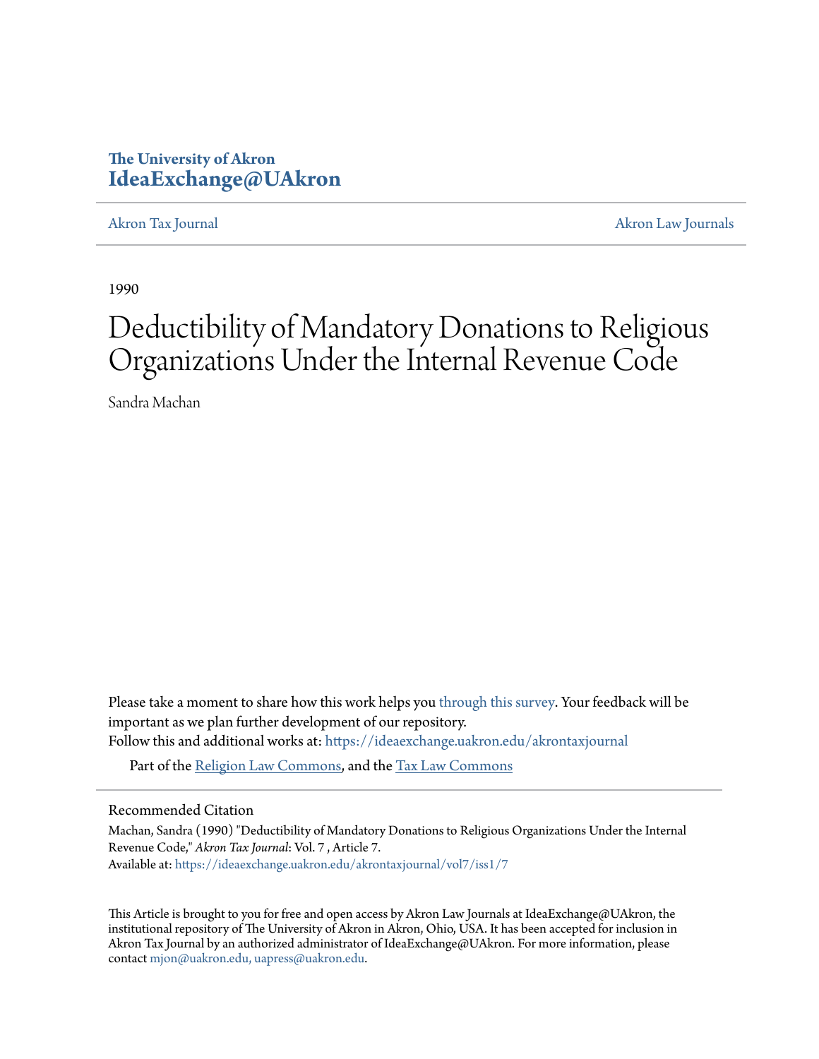The University of Akron
**IdeaExchange@UAkron**

Akron Tax Journal | Akron Law Journals

1990

# Deductibility of Mandatory Donations to Religious Organizations Under the Internal Revenue Code

Sandra Machan

Please take a moment to share how this work helps you through this survey. Your feedback will be important as we plan further development of our repository.
Follow this and additional works at: https://ideaexchange.uakron.edu/akrontaxjournal

Part of the Religion Law Commons, and the Tax Law Commons

## Recommended Citation

Machan, Sandra (1990) "Deductibility of Mandatory Donations to Religious Organizations Under the Internal Revenue Code," *Akron Tax Journal*: Vol. 7 , Article 7.
Available at: https://ideaexchange.uakron.edu/akrontaxjournal/vol7/iss1/7

This Article is brought to you for free and open access by Akron Law Journals at IdeaExchange@UAkron, the institutional repository of The University of Akron in Akron, Ohio, USA. It has been accepted for inclusion in Akron Tax Journal by an authorized administrator of IdeaExchange@UAkron. For more information, please contact mjon@uakron.edu, uapress@uakron.edu.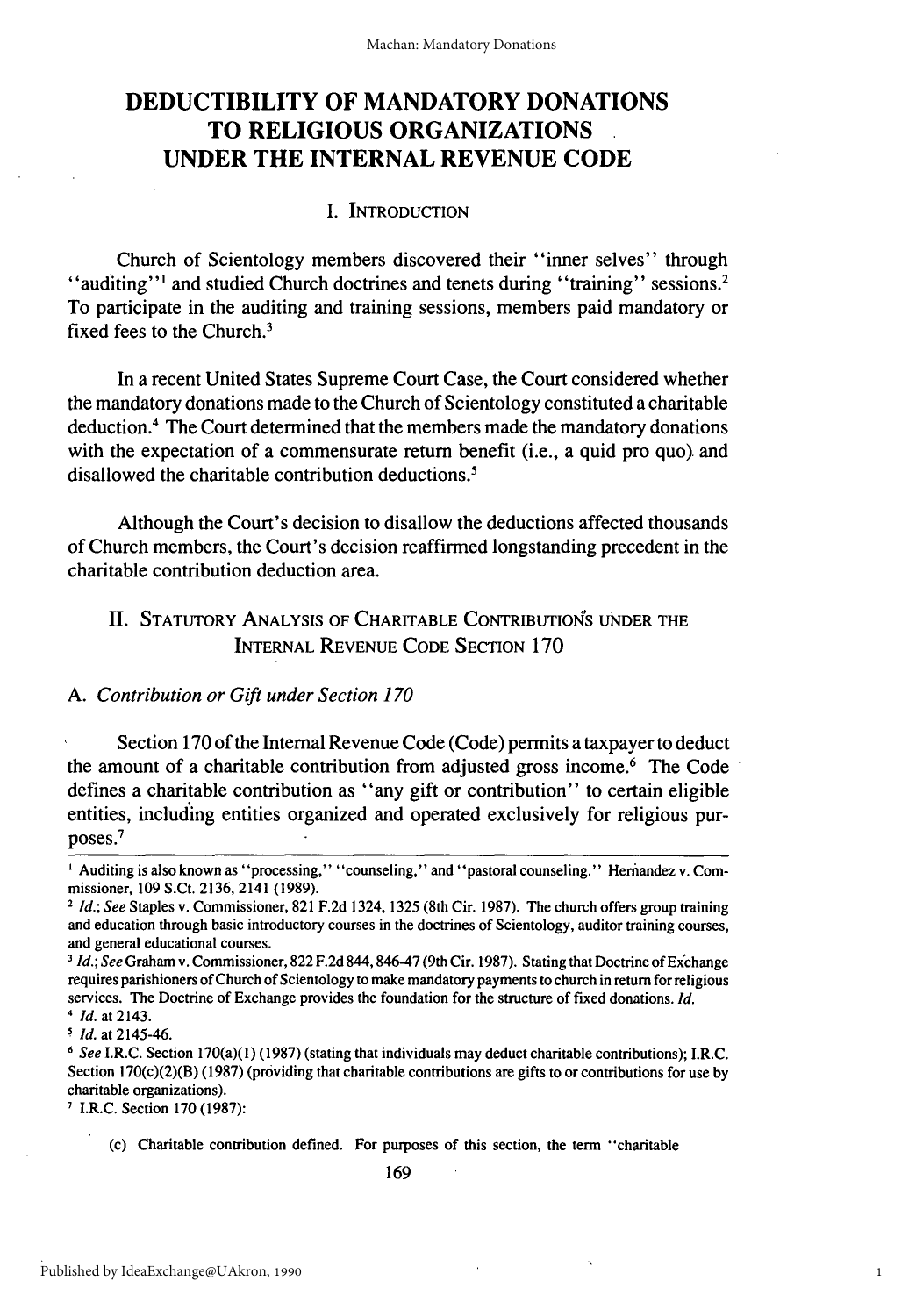# DEDUCTIBILITY OF MANDATORY DONATIONS TO RELIGIOUS ORGANIZATIONS UNDER THE INTERNAL REVENUE CODE

## I. Introduction

Church of Scientology members discovered their "inner selves" through "auditing"[1] and studied Church doctrines and tenets during "training" sessions.[2] To participate in the auditing and training sessions, members paid mandatory or fixed fees to the Church.[3]

In a recent United States Supreme Court Case, the Court considered whether the mandatory donations made to the Church of Scientology constituted a charitable deduction.[4] The Court determined that the members made the mandatory donations with the expectation of a commensurate return benefit (i.e., a quid pro quo) and disallowed the charitable contribution deductions.[5]

Although the Court's decision to disallow the deductions affected thousands of Church members, the Court's decision reaffirmed longstanding precedent in the charitable contribution deduction area.

## II. Statutory Analysis of Charitable Contributions under the Internal Revenue Code Section 170

### A. *Contribution or Gift under Section 170*

Section 170 of the Internal Revenue Code (Code) permits a taxpayer to deduct the amount of a charitable contribution from adjusted gross income.[6] The Code defines a charitable contribution as "any gift or contribution" to certain eligible entities, including entities organized and operated exclusively for religious purposes.[7]

---

[1] Auditing is also known as "processing," "counseling," and "pastoral counseling." Hernandez v. Commissioner, 109 S.Ct. 2136, 2141 (1989).

[2] *Id.*; *See* Staples v. Commissioner, 821 F.2d 1324, 1325 (8th Cir. 1987). The church offers group training and education through basic introductory courses in the doctrines of Scientology, auditor training courses, and general educational courses.

[3] *Id.*; *See* Graham v. Commissioner, 822 F.2d 844, 846-47 (9th Cir. 1987). Stating that Doctrine of Exchange requires parishioners of Church of Scientology to make mandatory payments to church in return for religious services. The Doctrine of Exchange provides the foundation for the structure of fixed donations. *Id.*

[4] *Id.* at 2143.

[5] *Id.* at 2145-46.

[6] *See* I.R.C. Section 170(a)(1) (1987) (stating that individuals may deduct charitable contributions); I.R.C. Section 170(c)(2)(B) (1987) (providing that charitable contributions are gifts to or contributions for use by charitable organizations).

[7] I.R.C. Section 170 (1987):

(c) Charitable contribution defined. For purposes of this section, the term "charitable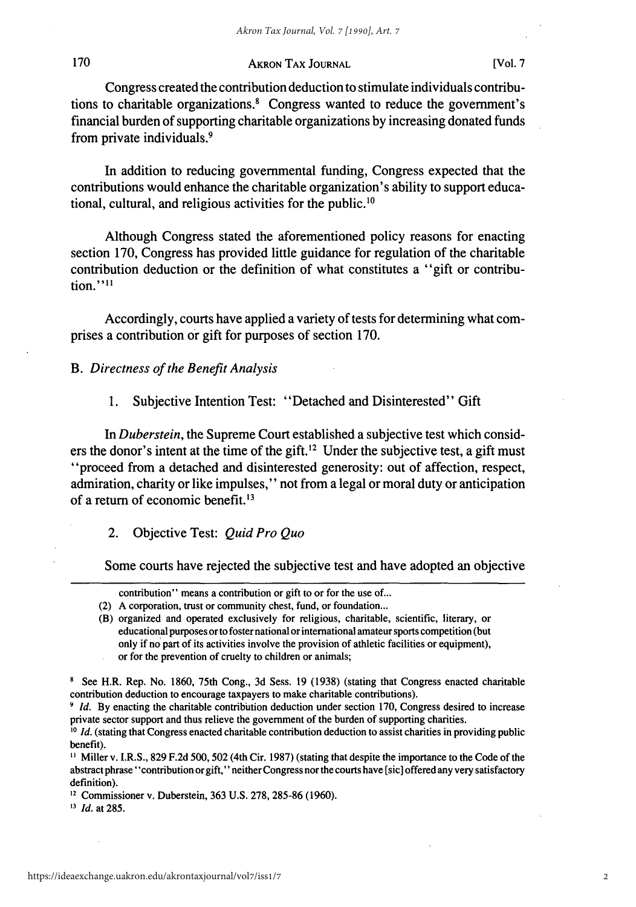Congress created the contribution deduction to stimulate individuals contributions to charitable organizations.[8] Congress wanted to reduce the government's financial burden of supporting charitable organizations by increasing donated funds from private individuals.[9]

In addition to reducing governmental funding, Congress expected that the contributions would enhance the charitable organization's ability to support educational, cultural, and religious activities for the public.[10]

Although Congress stated the aforementioned policy reasons for enacting section 170, Congress has provided little guidance for regulation of the charitable contribution deduction or the definition of what constitutes a "gift or contribution."[11]

Accordingly, courts have applied a variety of tests for determining what comprises a contribution or gift for purposes of section 170.

### B. *Directness of the Benefit Analysis*

#### 1. Subjective Intention Test: "Detached and Disinterested" Gift

In *Duberstein*, the Supreme Court established a subjective test which considers the donor's intent at the time of the gift.[12] Under the subjective test, a gift must "proceed from a detached and disinterested generosity: out of affection, respect, admiration, charity or like impulses," not from a legal or moral duty or anticipation of a return of economic benefit.[13]

#### 2. Objective Test: *Quid Pro Quo*

Some courts have rejected the subjective test and have adopted an objective

---

contribution" means a contribution or gift to or for the use of...

(2) A corporation, trust or community chest, fund, or foundation...

(B) organized and operated exclusively for religious, charitable, scientific, literary, or educational purposes or to foster national or international amateur sports competition (but only if no part of its activities involve the provision of athletic facilities or equipment), or for the prevention of cruelty to children or animals;

[8] See H.R. Rep. No. 1860, 75th Cong., 3d Sess. 19 (1938) (stating that Congress enacted charitable contribution deduction to encourage taxpayers to make charitable contributions).

[9] *Id.* By enacting the charitable contribution deduction under section 170, Congress desired to increase private sector support and thus relieve the government of the burden of supporting charities.

[10] *Id.* (stating that Congress enacted charitable contribution deduction to assist charities in providing public benefit).

[11] Miller v. I.R.S., 829 F.2d 500, 502 (4th Cir. 1987) (stating that despite the importance to the Code of the abstract phrase "contribution or gift," neither Congress nor the courts have [sic] offered any very satisfactory definition).

[12] Commissioner v. Duberstein, 363 U.S. 278, 285-86 (1960).

[13] *Id.* at 285.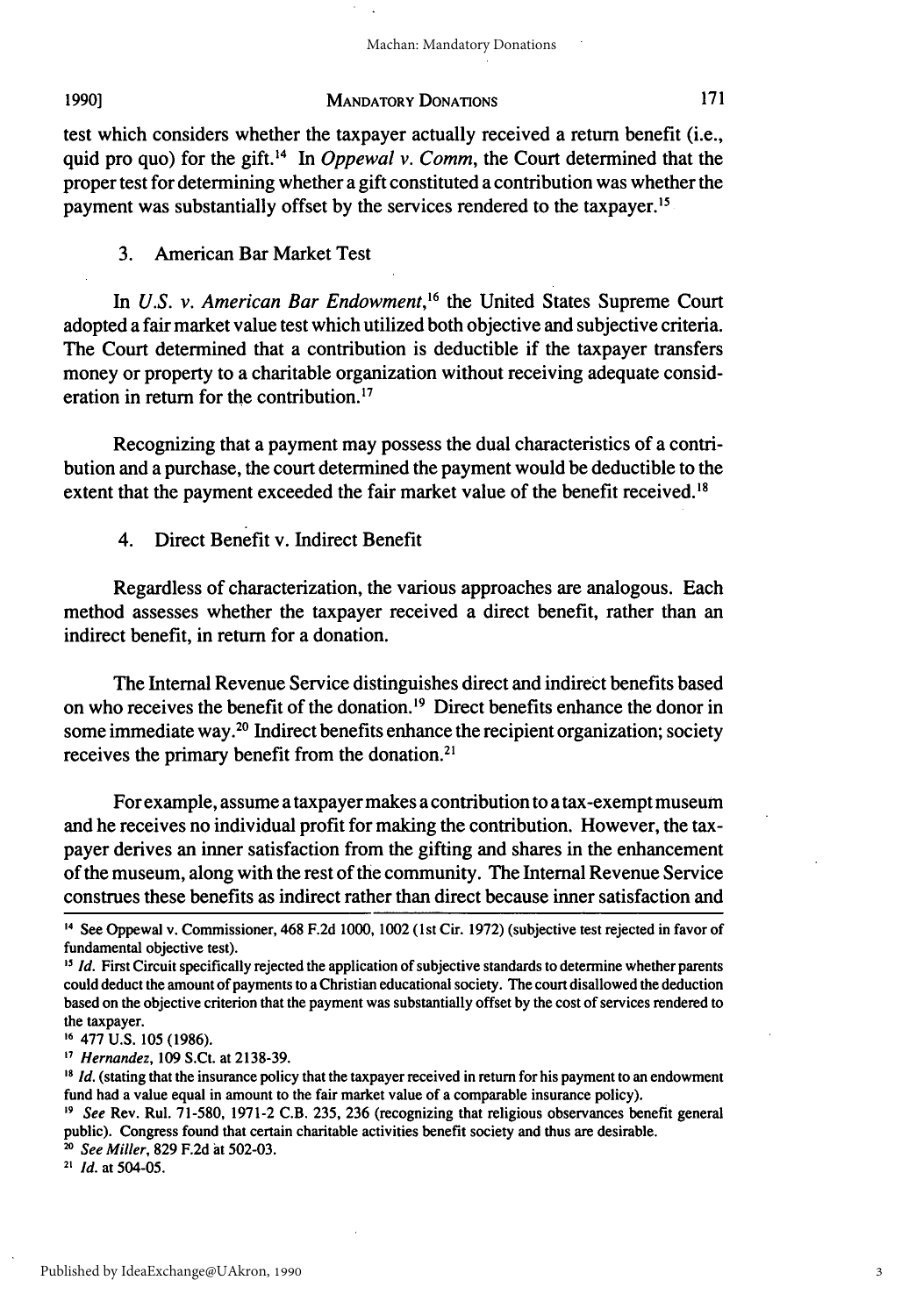test which considers whether the taxpayer actually received a return benefit (i.e., quid pro quo) for the gift.[14] In *Oppewal v. Comm*, the Court determined that the proper test for determining whether a gift constituted a contribution was whether the payment was substantially offset by the services rendered to the taxpayer.[15]

### 3. American Bar Market Test

In *U.S. v. American Bar Endowment*,[16] the United States Supreme Court adopted a fair market value test which utilized both objective and subjective criteria. The Court determined that a contribution is deductible if the taxpayer transfers money or property to a charitable organization without receiving adequate consideration in return for the contribution.[17]

Recognizing that a payment may possess the dual characteristics of a contribution and a purchase, the court determined the payment would be deductible to the extent that the payment exceeded the fair market value of the benefit received.[18]

### 4. Direct Benefit v. Indirect Benefit

Regardless of characterization, the various approaches are analogous. Each method assesses whether the taxpayer received a direct benefit, rather than an indirect benefit, in return for a donation.

The Internal Revenue Service distinguishes direct and indirect benefits based on who receives the benefit of the donation.[19] Direct benefits enhance the donor in some immediate way.[20] Indirect benefits enhance the recipient organization; society receives the primary benefit from the donation.[21]

For example, assume a taxpayer makes a contribution to a tax-exempt museum and he receives no individual profit for making the contribution. However, the taxpayer derives an inner satisfaction from the gifting and shares in the enhancement of the museum, along with the rest of the community. The Internal Revenue Service construes these benefits as indirect rather than direct because inner satisfaction and

---

[14] See Oppewal v. Commissioner, 468 F.2d 1000, 1002 (1st Cir. 1972) (subjective test rejected in favor of fundamental objective test).

[15] *Id.* First Circuit specifically rejected the application of subjective standards to determine whether parents could deduct the amount of payments to a Christian educational society. The court disallowed the deduction based on the objective criterion that the payment was substantially offset by the cost of services rendered to the taxpayer.

[16] 477 U.S. 105 (1986).

[17] *Hernandez*, 109 S.Ct. at 2138-39.

[18] *Id.* (stating that the insurance policy that the taxpayer received in return for his payment to an endowment fund had a value equal in amount to the fair market value of a comparable insurance policy).

[19] *See* Rev. Rul. 71-580, 1971-2 C.B. 235, 236 (recognizing that religious observances benefit general public). Congress found that certain charitable activities benefit society and thus are desirable.

[20] *See Miller*, 829 F.2d at 502-03.

[21] *Id.* at 504-05.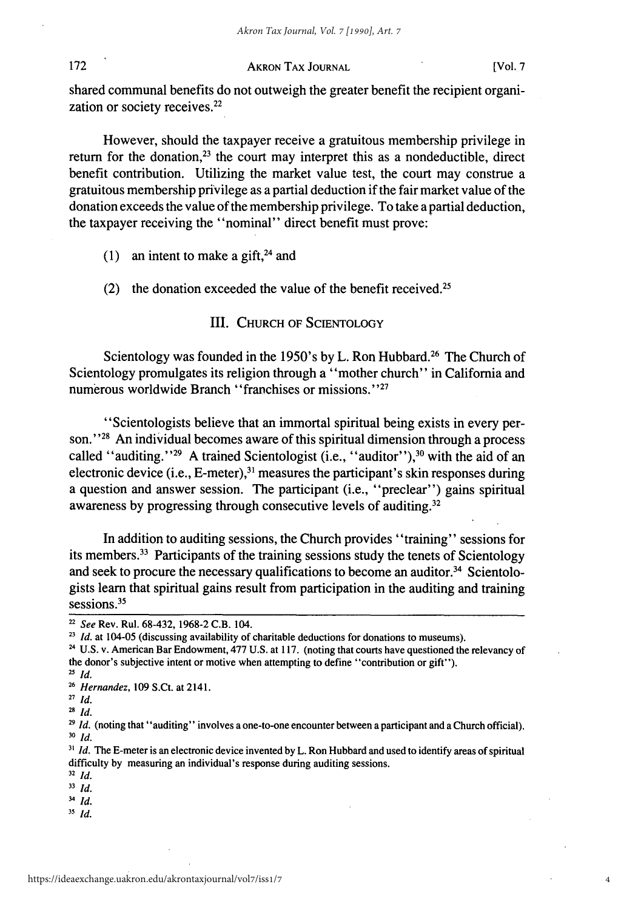shared communal benefits do not outweigh the greater benefit the recipient organization or society receives.[22]

However, should the taxpayer receive a gratuitous membership privilege in return for the donation,[23] the court may interpret this as a nondeductible, direct benefit contribution. Utilizing the market value test, the court may construe a gratuitous membership privilege as a partial deduction if the fair market value of the donation exceeds the value of the membership privilege. To take a partial deduction, the taxpayer receiving the "nominal" direct benefit must prove:

(1) an intent to make a gift,[24] and

(2) the donation exceeded the value of the benefit received.[25]

## III. Church of Scientology

Scientology was founded in the 1950's by L. Ron Hubbard.[26] The Church of Scientology promulgates its religion through a "mother church" in California and numerous worldwide Branch "franchises or missions."[27]

"Scientologists believe that an immortal spiritual being exists in every person."[28] An individual becomes aware of this spiritual dimension through a process called "auditing."[29] A trained Scientologist (i.e., "auditor"),[30] with the aid of an electronic device (i.e., E-meter),[31] measures the participant's skin responses during a question and answer session. The participant (i.e., "preclear") gains spiritual awareness by progressing through consecutive levels of auditing.[32]

In addition to auditing sessions, the Church provides "training" sessions for its members.[33] Participants of the training sessions study the tenets of Scientology and seek to procure the necessary qualifications to become an auditor.[34] Scientologists learn that spiritual gains result from participation in the auditing and training sessions.[35]

---

[22] *See* Rev. Rul. 68-432, 1968-2 C.B. 104.

[23] *Id.* at 104-05 (discussing availability of charitable deductions for donations to museums).

[24] U.S. v. American Bar Endowment, 477 U.S. at 117. (noting that courts have questioned the relevancy of the donor's subjective intent or motive when attempting to define "contribution or gift").

[25] *Id.*

[26] *Hernandez*, 109 S.Ct. at 2141.

[27] *Id.*

[28] *Id.*

[29] *Id.* (noting that "auditing" involves a one-to-one encounter between a participant and a Church official).

[30] *Id.*

[31] *Id.* The E-meter is an electronic device invented by L. Ron Hubbard and used to identify areas of spiritual difficulty by measuring an individual's response during auditing sessions.

[32] *Id.*

[33] *Id.*

[34] *Id.*

[35] *Id.*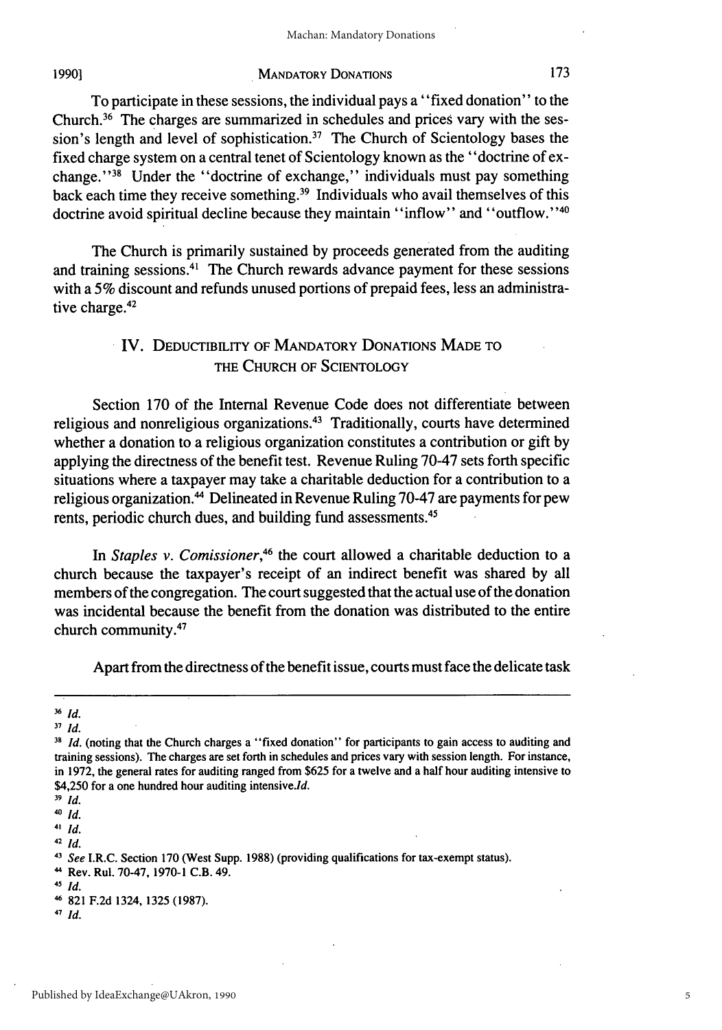To participate in these sessions, the individual pays a "fixed donation" to the Church.[36] The charges are summarized in schedules and prices vary with the session's length and level of sophistication.[37] The Church of Scientology bases the fixed charge system on a central tenet of Scientology known as the "doctrine of exchange."[38] Under the "doctrine of exchange," individuals must pay something back each time they receive something.[39] Individuals who avail themselves of this doctrine avoid spiritual decline because they maintain "inflow" and "outflow."[40]

The Church is primarily sustained by proceeds generated from the auditing and training sessions.[41] The Church rewards advance payment for these sessions with a 5% discount and refunds unused portions of prepaid fees, less an administrative charge.[42]

## IV. Deductibility of Mandatory Donations Made to the Church of Scientology

Section 170 of the Internal Revenue Code does not differentiate between religious and nonreligious organizations.[43] Traditionally, courts have determined whether a donation to a religious organization constitutes a contribution or gift by applying the directness of the benefit test. Revenue Ruling 70-47 sets forth specific situations where a taxpayer may take a charitable deduction for a contribution to a religious organization.[44] Delineated in Revenue Ruling 70-47 are payments for pew rents, periodic church dues, and building fund assessments.[45]

In *Staples v. Comissioner*,[46] the court allowed a charitable deduction to a church because the taxpayer's receipt of an indirect benefit was shared by all members of the congregation. The court suggested that the actual use of the donation was incidental because the benefit from the donation was distributed to the entire church community.[47]

Apart from the directness of the benefit issue, courts must face the delicate task

---

[36] *Id.*

[37] *Id.*

[38] *Id.* (noting that the Church charges a "fixed donation" for participants to gain access to auditing and training sessions). The charges are set forth in schedules and prices vary with session length. For instance, in 1972, the general rates for auditing ranged from $625 for a twelve and a half hour auditing intensive to $4,250 for a one hundred hour auditing intensive.*Id.*

[39] *Id.*

[40] *Id.*

[41] *Id.*

[42] *Id.*

[43] *See* I.R.C. Section 170 (West Supp. 1988) (providing qualifications for tax-exempt status).

[44] Rev. Rul. 70-47, 1970-1 C.B. 49.

[45] *Id.*

[46] 821 F.2d 1324, 1325 (1987).

[47] *Id.*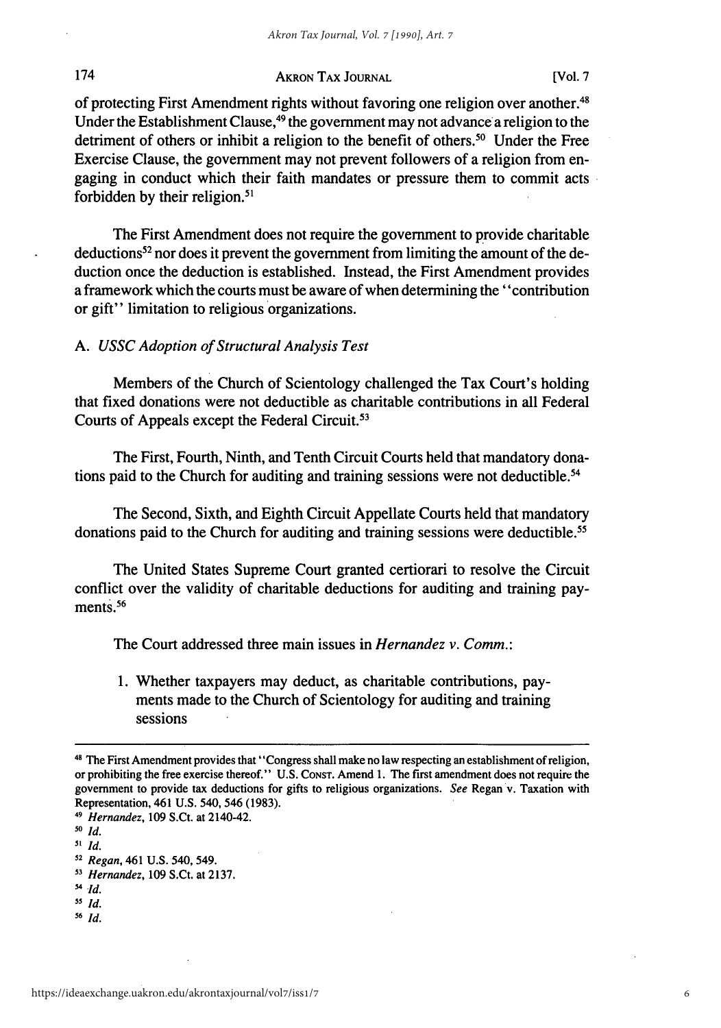of protecting First Amendment rights without favoring one religion over another.[48] Under the Establishment Clause,[49] the government may not advance a religion to the detriment of others or inhibit a religion to the benefit of others.[50] Under the Free Exercise Clause, the government may not prevent followers of a religion from engaging in conduct which their faith mandates or pressure them to commit acts forbidden by their religion.[51]

The First Amendment does not require the government to provide charitable deductions[52] nor does it prevent the government from limiting the amount of the deduction once the deduction is established. Instead, the First Amendment provides a framework which the courts must be aware of when determining the "contribution or gift" limitation to religious organizations.

### A. *USSC Adoption of Structural Analysis Test*

Members of the Church of Scientology challenged the Tax Court's holding that fixed donations were not deductible as charitable contributions in all Federal Courts of Appeals except the Federal Circuit.[53]

The First, Fourth, Ninth, and Tenth Circuit Courts held that mandatory donations paid to the Church for auditing and training sessions were not deductible.[54]

The Second, Sixth, and Eighth Circuit Appellate Courts held that mandatory donations paid to the Church for auditing and training sessions were deductible.[55]

The United States Supreme Court granted certiorari to resolve the Circuit conflict over the validity of charitable deductions for auditing and training payments.[56]

The Court addressed three main issues in *Hernandez v. Comm.*:

1. Whether taxpayers may deduct, as charitable contributions, payments made to the Church of Scientology for auditing and training sessions

---

[48] The First Amendment provides that "Congress shall make no law respecting an establishment of religion, or prohibiting the free exercise thereof." U.S. CONST. Amend 1. The first amendment does not require the government to provide tax deductions for gifts to religious organizations. *See* Regan v. Taxation with Representation, 461 U.S. 540, 546 (1983).

[49] *Hernandez*, 109 S.Ct. at 2140-42.

[50] *Id.*

[51] *Id.*

[52] *Regan*, 461 U.S. 540, 549.

[53] *Hernandez*, 109 S.Ct. at 2137.

[54] *Id.*

[55] *Id.*

[56] *Id.*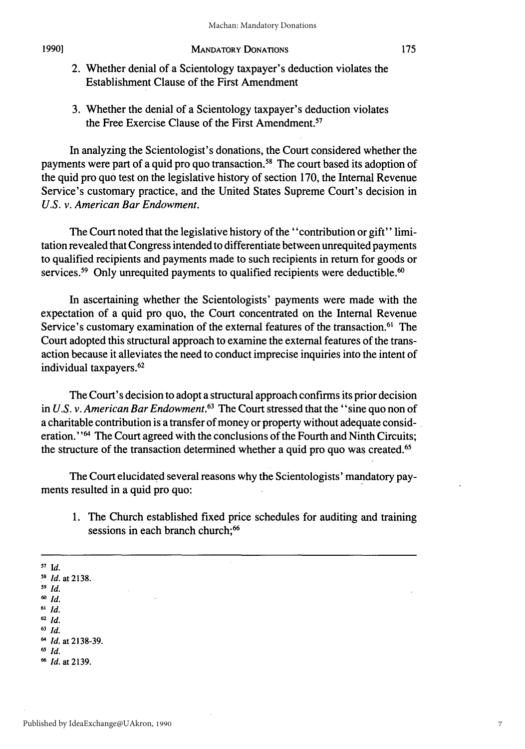2. Whether denial of a Scientology taxpayer's deduction violates the Establishment Clause of the First Amendment

3. Whether the denial of a Scientology taxpayer's deduction violates the Free Exercise Clause of the First Amendment.[57]

In analyzing the Scientologist's donations, the Court considered whether the payments were part of a quid pro quo transaction.[58] The court based its adoption of the quid pro quo test on the legislative history of section 170, the Internal Revenue Service's customary practice, and the United States Supreme Court's decision in *U.S. v. American Bar Endowment.*

The Court noted that the legislative history of the "contribution or gift" limitation revealed that Congress intended to differentiate between unrequited payments to qualified recipients and payments made to such recipients in return for goods or services.[59] Only unrequited payments to qualified recipients were deductible.[60]

In ascertaining whether the Scientologists' payments were made with the expectation of a quid pro quo, the Court concentrated on the Internal Revenue Service's customary examination of the external features of the transaction.[61] The Court adopted this structural approach to examine the external features of the transaction because it alleviates the need to conduct imprecise inquiries into the intent of individual taxpayers.[62]

The Court's decision to adopt a structural approach confirms its prior decision in *U.S. v. American Bar Endowment.*[63] The Court stressed that the "sine quo non of a charitable contribution is a transfer of money or property without adequate consideration."[64] The Court agreed with the conclusions of the Fourth and Ninth Circuits; the structure of the transaction determined whether a quid pro quo was created.[65]

The Court elucidated several reasons why the Scientologists' mandatory payments resulted in a quid pro quo:

1. The Church established fixed price schedules for auditing and training sessions in each branch church;[66]

---

[57] *Id.*
[58] *Id.* at 2138.
[59] *Id.*
[60] *Id.*
[61] *Id.*
[62] *Id.*
[63] *Id.*
[64] *Id.* at 2138-39.
[65] *Id.*
[66] *Id.* at 2139.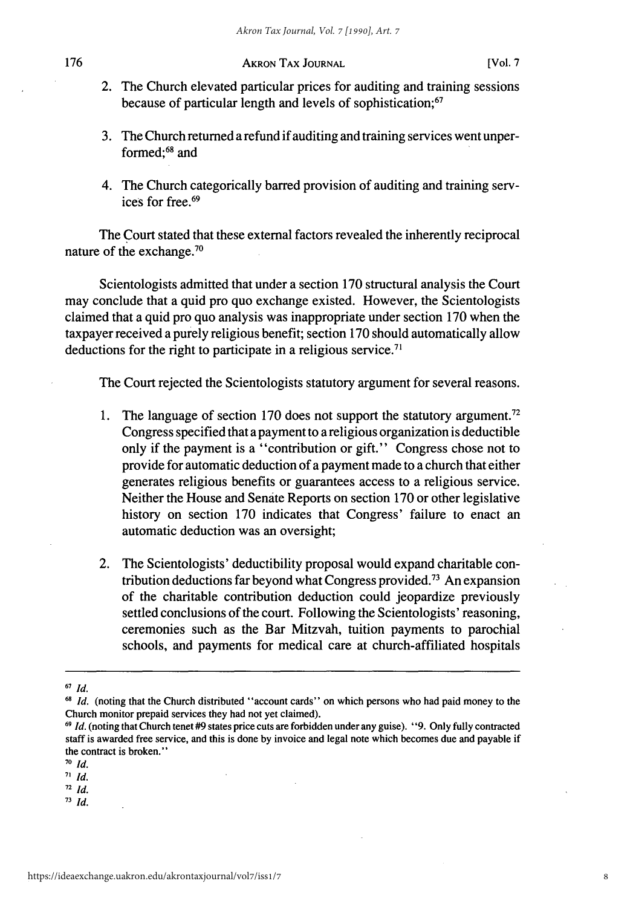2. The Church elevated particular prices for auditing and training sessions because of particular length and levels of sophistication;[67]

3. The Church returned a refund if auditing and training services went unperformed;[68] and

4. The Church categorically barred provision of auditing and training services for free.[69]

The Court stated that these external factors revealed the inherently reciprocal nature of the exchange.[70]

Scientologists admitted that under a section 170 structural analysis the Court may conclude that a quid pro quo exchange existed. However, the Scientologists claimed that a quid pro quo analysis was inappropriate under section 170 when the taxpayer received a purely religious benefit; section 170 should automatically allow deductions for the right to participate in a religious service.[71]

The Court rejected the Scientologists statutory argument for several reasons.

1. The language of section 170 does not support the statutory argument.[72] Congress specified that a payment to a religious organization is deductible only if the payment is a "contribution or gift." Congress chose not to provide for automatic deduction of a payment made to a church that either generates religious benefits or guarantees access to a religious service. Neither the House and Senate Reports on section 170 or other legislative history on section 170 indicates that Congress' failure to enact an automatic deduction was an oversight;

2. The Scientologists' deductibility proposal would expand charitable contribution deductions far beyond what Congress provided.[73] An expansion of the charitable contribution deduction could jeopardize previously settled conclusions of the court. Following the Scientologists' reasoning, ceremonies such as the Bar Mitzvah, tuition payments to parochial schools, and payments for medical care at church-affiliated hospitals

---

[67] *Id.*

[68] *Id.* (noting that the Church distributed "account cards" on which persons who had paid money to the Church monitor prepaid services they had not yet claimed).

[69] *Id.* (noting that Church tenet #9 states price cuts are forbidden under any guise). "9. Only fully contracted staff is awarded free service, and this is done by invoice and legal note which becomes due and payable if the contract is broken."

[70] *Id.*

[71] *Id.*

[72] *Id.*

[73] *Id.*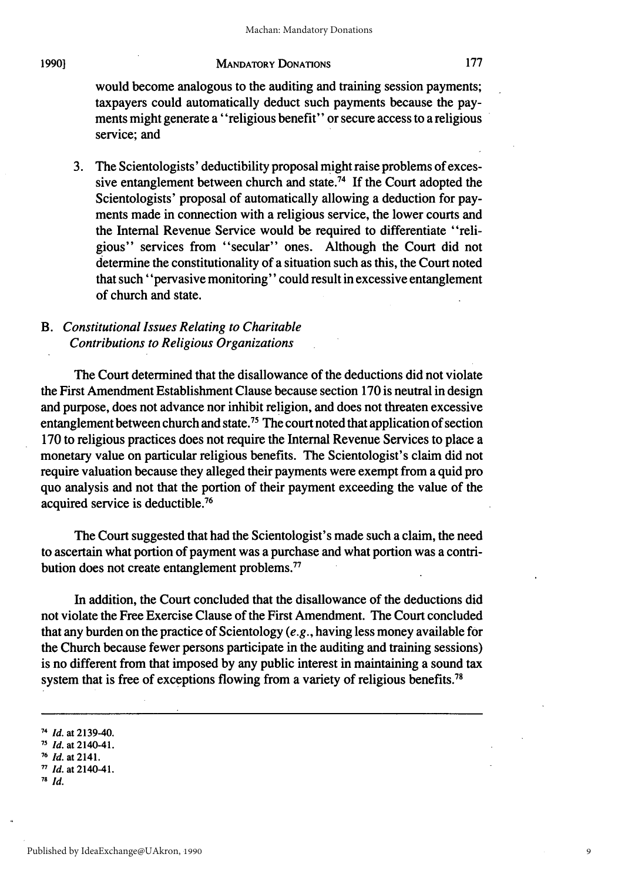would become analogous to the auditing and training session payments; taxpayers could automatically deduct such payments because the payments might generate a "religious benefit" or secure access to a religious service; and

3. The Scientologists' deductibility proposal might raise problems of excessive entanglement between church and state.[74] If the Court adopted the Scientologists' proposal of automatically allowing a deduction for payments made in connection with a religious service, the lower courts and the Internal Revenue Service would be required to differentiate "religious" services from "secular" ones. Although the Court did not determine the constitutionality of a situation such as this, the Court noted that such "pervasive monitoring" could result in excessive entanglement of church and state.

### B. *Constitutional Issues Relating to Charitable Contributions to Religious Organizations*

The Court determined that the disallowance of the deductions did not violate the First Amendment Establishment Clause because section 170 is neutral in design and purpose, does not advance nor inhibit religion, and does not threaten excessive entanglement between church and state.[75] The court noted that application of section 170 to religious practices does not require the Internal Revenue Services to place a monetary value on particular religious benefits. The Scientologist's claim did not require valuation because they alleged their payments were exempt from a quid pro quo analysis and not that the portion of their payment exceeding the value of the acquired service is deductible.[76]

The Court suggested that had the Scientologist's made such a claim, the need to ascertain what portion of payment was a purchase and what portion was a contribution does not create entanglement problems.[77]

In addition, the Court concluded that the disallowance of the deductions did not violate the Free Exercise Clause of the First Amendment. The Court concluded that any burden on the practice of Scientology (*e.g.*, having less money available for the Church because fewer persons participate in the auditing and training sessions) is no different from that imposed by any public interest in maintaining a sound tax system that is free of exceptions flowing from a variety of religious benefits.[78]

---

[74] *Id.* at 2139-40.

[75] *Id.* at 2140-41.

[76] *Id.* at 2141.

[77] *Id.* at 2140-41.

[78] *Id.*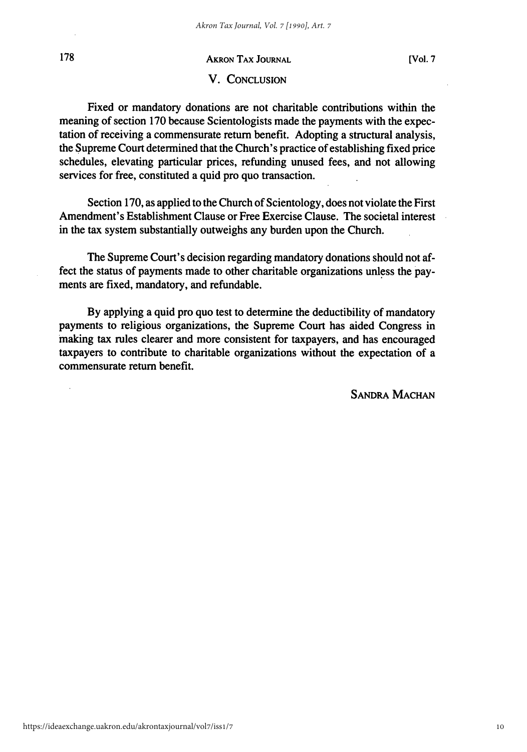## V. Conclusion

Fixed or mandatory donations are not charitable contributions within the meaning of section 170 because Scientologists made the payments with the expectation of receiving a commensurate return benefit. Adopting a structural analysis, the Supreme Court determined that the Church's practice of establishing fixed price schedules, elevating particular prices, refunding unused fees, and not allowing services for free, constituted a quid pro quo transaction.

Section 170, as applied to the Church of Scientology, does not violate the First Amendment's Establishment Clause or Free Exercise Clause. The societal interest in the tax system substantially outweighs any burden upon the Church.

The Supreme Court's decision regarding mandatory donations should not affect the status of payments made to other charitable organizations unless the payments are fixed, mandatory, and refundable.

By applying a quid pro quo test to determine the deductibility of mandatory payments to religious organizations, the Supreme Court has aided Congress in making tax rules clearer and more consistent for taxpayers, and has encouraged taxpayers to contribute to charitable organizations without the expectation of a commensurate return benefit.

SANDRA MACHAN